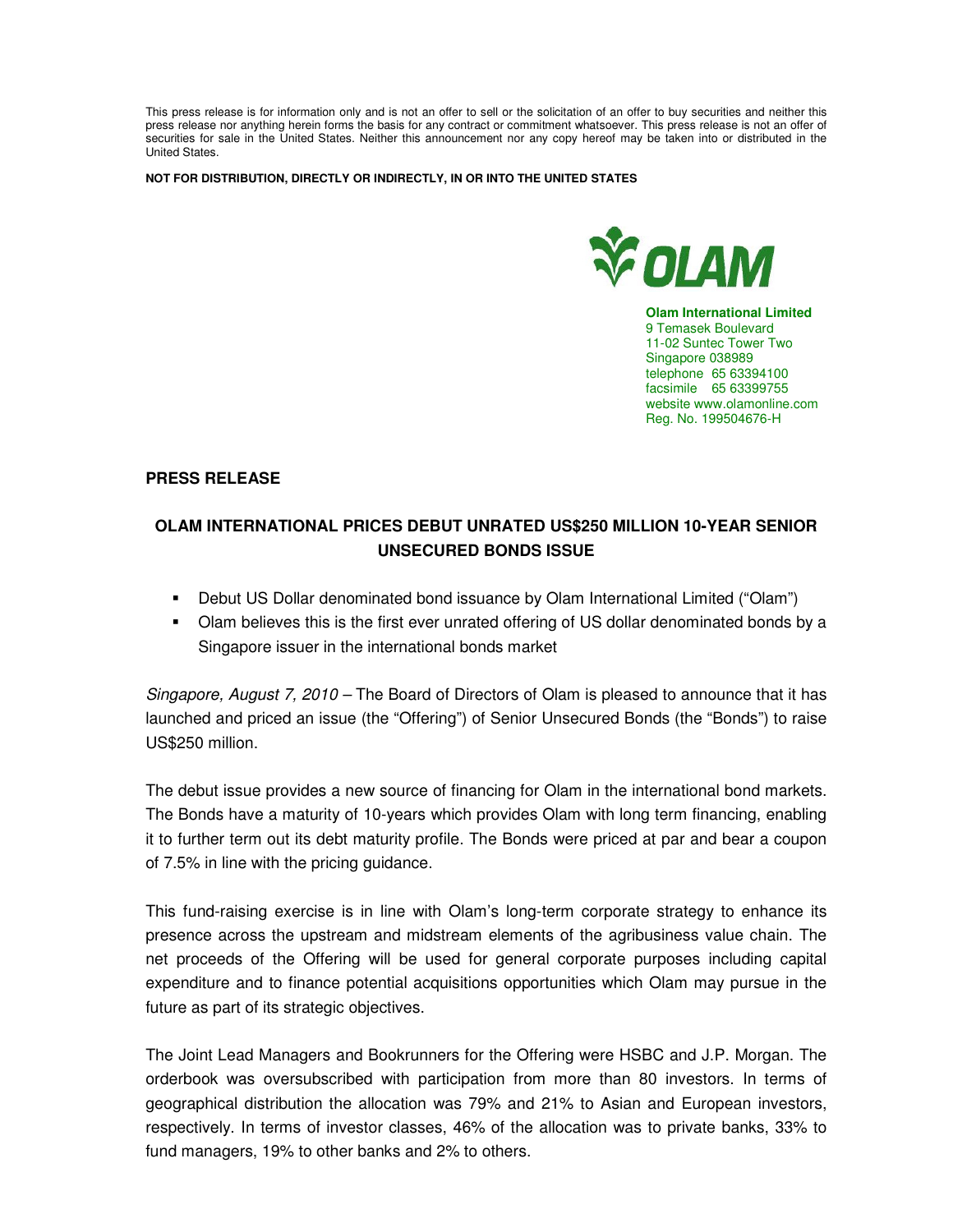This press release is for information only and is not an offer to sell or the solicitation of an offer to buy securities and neither this press release nor anything herein forms the basis for any contract or commitment whatsoever. This press release is not an offer of securities for sale in the United States. Neither this announcement nor any copy hereof may be taken into or distributed in the United States.

**NOT FOR DISTRIBUTION, DIRECTLY OR INDIRECTLY, IN OR INTO THE UNITED STATES**

OLAM

**Olam International Limited**
9 Temasek Boulevard
11-02 Suntec Tower Two
Singapore 038989
telephone 65 63394100
facsimile 65 63399755
website www.olamonline.com
Reg. No. 199504676-H

## PRESS RELEASE

## OLAM INTERNATIONAL PRICES DEBUT UNRATED US$250 MILLION 10-YEAR SENIOR UNSECURED BONDS ISSUE

- Debut US Dollar denominated bond issuance by Olam International Limited ("Olam")
- Olam believes this is the first ever unrated offering of US dollar denominated bonds by a Singapore issuer in the international bonds market

*Singapore, August 7, 2010* – The Board of Directors of Olam is pleased to announce that it has launched and priced an issue (the "Offering") of Senior Unsecured Bonds (the "Bonds") to raise US$250 million.

The debut issue provides a new source of financing for Olam in the international bond markets. The Bonds have a maturity of 10-years which provides Olam with long term financing, enabling it to further term out its debt maturity profile. The Bonds were priced at par and bear a coupon of 7.5% in line with the pricing guidance.

This fund-raising exercise is in line with Olam's long-term corporate strategy to enhance its presence across the upstream and midstream elements of the agribusiness value chain. The net proceeds of the Offering will be used for general corporate purposes including capital expenditure and to finance potential acquisitions opportunities which Olam may pursue in the future as part of its strategic objectives.

The Joint Lead Managers and Bookrunners for the Offering were HSBC and J.P. Morgan. The orderbook was oversubscribed with participation from more than 80 investors. In terms of geographical distribution the allocation was 79% and 21% to Asian and European investors, respectively. In terms of investor classes, 46% of the allocation was to private banks, 33% to fund managers, 19% to other banks and 2% to others.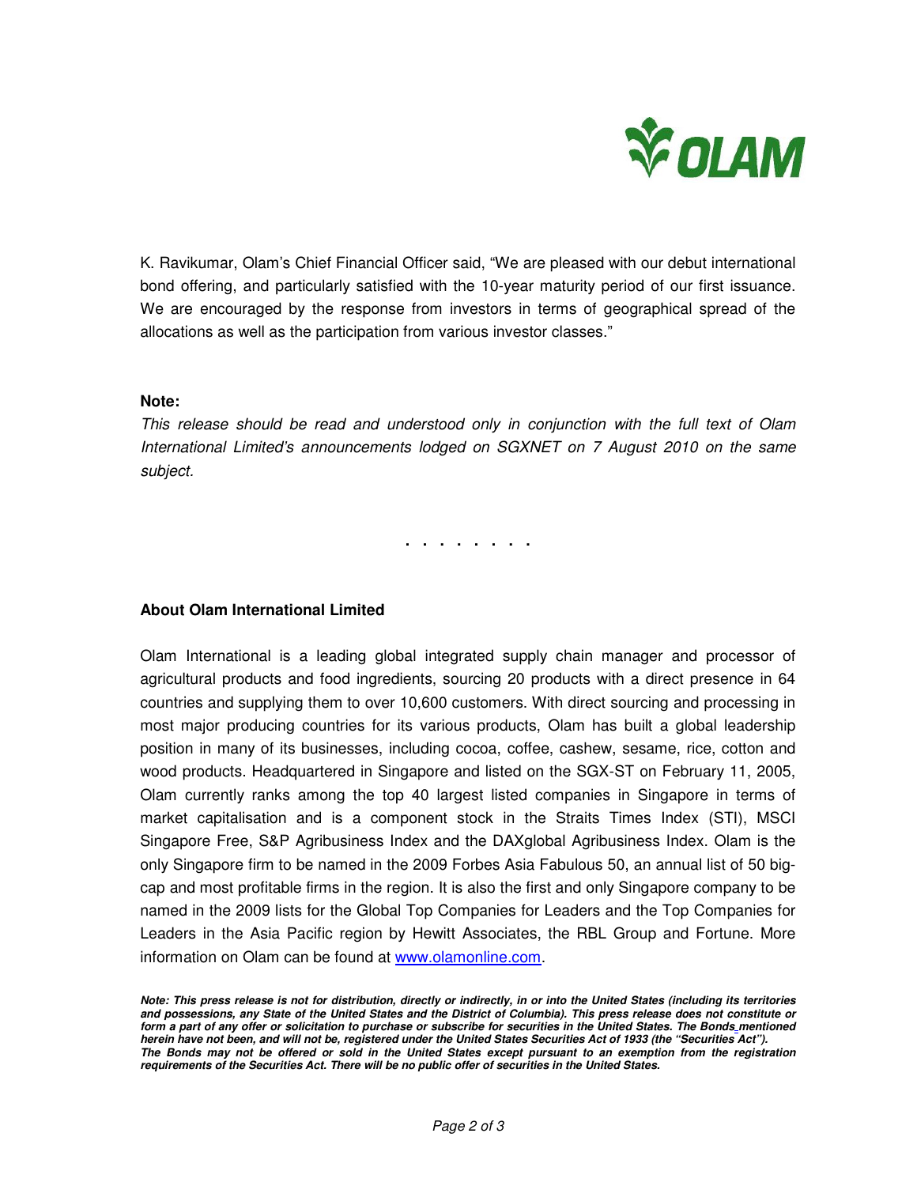K. Ravikumar, Olam's Chief Financial Officer said, "We are pleased with our debut international bond offering, and particularly satisfied with the 10-year maturity period of our first issuance. We are encouraged by the response from investors in terms of geographical spread of the allocations as well as the participation from various investor classes."

**Note:**

*This release should be read and understood only in conjunction with the full text of Olam International Limited's announcements lodged on SGXNET on 7 August 2010 on the same subject.*

. . . . . . . .

**About Olam International Limited**

Olam International is a leading global integrated supply chain manager and processor of agricultural products and food ingredients, sourcing 20 products with a direct presence in 64 countries and supplying them to over 10,600 customers. With direct sourcing and processing in most major producing countries for its various products, Olam has built a global leadership position in many of its businesses, including cocoa, coffee, cashew, sesame, rice, cotton and wood products. Headquartered in Singapore and listed on the SGX-ST on February 11, 2005, Olam currently ranks among the top 40 largest listed companies in Singapore in terms of market capitalisation and is a component stock in the Straits Times Index (STI), MSCI Singapore Free, S&P Agribusiness Index and the DAXglobal Agribusiness Index. Olam is the only Singapore firm to be named in the 2009 Forbes Asia Fabulous 50, an annual list of 50 big-cap and most profitable firms in the region. It is also the first and only Singapore company to be named in the 2009 lists for the Global Top Companies for Leaders and the Top Companies for Leaders in the Asia Pacific region by Hewitt Associates, the RBL Group and Fortune. More information on Olam can be found at www.olamonline.com.

***Note: This press release is not for distribution, directly or indirectly, in or into the United States (including its territories and possessions, any State of the United States and the District of Columbia). This press release does not constitute or form a part of any offer or solicitation to purchase or subscribe for securities in the United States. The Bonds mentioned herein have not been, and will not be, registered under the United States Securities Act of 1933 (the "Securities Act"). The Bonds may not be offered or sold in the United States except pursuant to an exemption from the registration requirements of the Securities Act. There will be no public offer of securities in the United States.***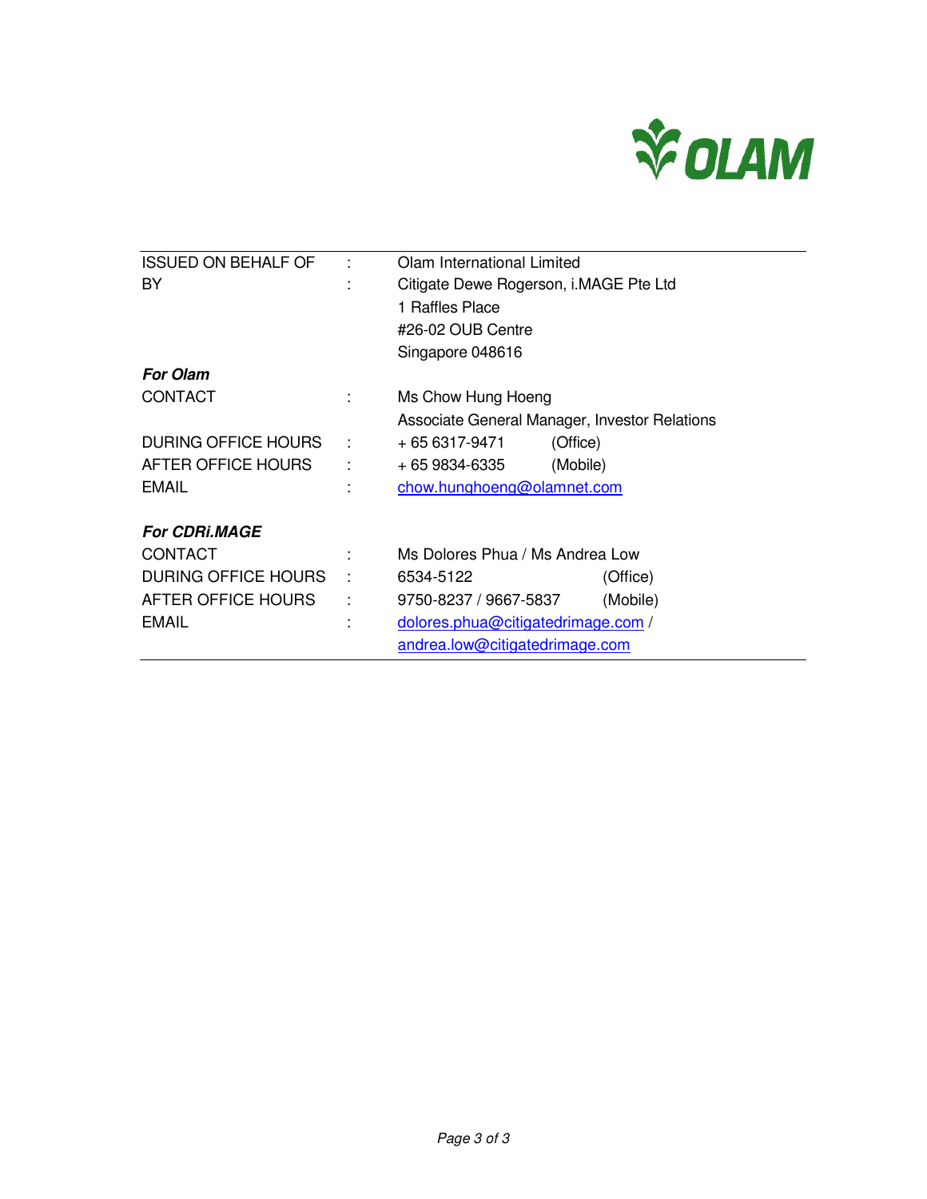| | | |
|---|---|---|
| ISSUED ON BEHALF OF | : | Olam International Limited |
| BY | : | Citigate Dewe Rogerson, i.MAGE Pte Ltd<br>1 Raffles Place<br>#26-02 OUB Centre<br>Singapore 048616 |
| ***For Olam*** | | |
| CONTACT | : | Ms Chow Hung Hoeng<br>Associate General Manager, Investor Relations |
| DURING OFFICE HOURS | : | + 65 6317-9471 (Office) |
| AFTER OFFICE HOURS | : | + 65 9834-6335 (Mobile) |
| EMAIL | : | chow.hunghoeng@olamnet.com |
| ***For CDRi.MAGE*** | | |
| CONTACT | : | Ms Dolores Phua / Ms Andrea Low |
| DURING OFFICE HOURS | : | 6534-5122 (Office) |
| AFTER OFFICE HOURS | : | 9750-8237 / 9667-5837 (Mobile) |
| EMAIL | : | dolores.phua@citigatedrimage.com / andrea.low@citigatedrimage.com |